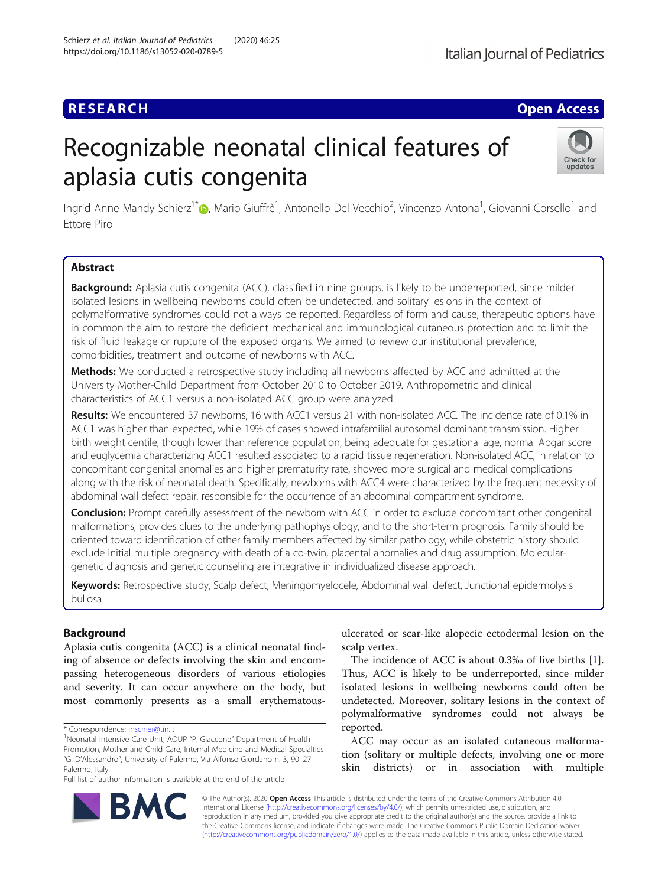**RESEARCH** | **Open Access**

# Recognizable neonatal clinical features of aplasia cutis congenita

Ingrid Anne Mandy Schierz[1*], Mario Giuffrè[1], Antonello Del Vecchio[2], Vincenzo Antona[1], Giovanni Corsello[1] and Ettore Piro[1]

## Abstract

**Background:** Aplasia cutis congenita (ACC), classified in nine groups, is likely to be underreported, since milder isolated lesions in wellbeing newborns could often be undetected, and solitary lesions in the context of polymalformative syndromes could not always be reported. Regardless of form and cause, therapeutic options have in common the aim to restore the deficient mechanical and immunological cutaneous protection and to limit the risk of fluid leakage or rupture of the exposed organs. We aimed to review our institutional prevalence, comorbidities, treatment and outcome of newborns with ACC.

**Methods:** We conducted a retrospective study including all newborns affected by ACC and admitted at the University Mother-Child Department from October 2010 to October 2019. Anthropometric and clinical characteristics of ACC1 versus a non-isolated ACC group were analyzed.

**Results:** We encountered 37 newborns, 16 with ACC1 versus 21 with non-isolated ACC. The incidence rate of 0.1% in ACC1 was higher than expected, while 19% of cases showed intrafamilial autosomal dominant transmission. Higher birth weight centile, though lower than reference population, being adequate for gestational age, normal Apgar score and euglycemia characterizing ACC1 resulted associated to a rapid tissue regeneration. Non-isolated ACC, in relation to concomitant congenital anomalies and higher prematurity rate, showed more surgical and medical complications along with the risk of neonatal death. Specifically, newborns with ACC4 were characterized by the frequent necessity of abdominal wall defect repair, responsible for the occurrence of an abdominal compartment syndrome.

**Conclusion:** Prompt carefully assessment of the newborn with ACC in order to exclude concomitant other congenital malformations, provides clues to the underlying pathophysiology, and to the short-term prognosis. Family should be oriented toward identification of other family members affected by similar pathology, while obstetric history should exclude initial multiple pregnancy with death of a co-twin, placental anomalies and drug assumption. Molecular-genetic diagnosis and genetic counseling are integrative in individualized disease approach.

**Keywords:** Retrospective study, Scalp defect, Meningomyelocele, Abdominal wall defect, Junctional epidermolysis bullosa

## Background

Aplasia cutis congenita (ACC) is a clinical neonatal finding of absence or defects involving the skin and encompassing heterogeneous disorders of various etiologies and severity. It can occur anywhere on the body, but most commonly presents as a small erythematous-ulcerated or scar-like alopecic ectodermal lesion on the scalp vertex.

The incidence of ACC is about 0.3‰ of live births [1]. Thus, ACC is likely to be underreported, since milder isolated lesions in wellbeing newborns could often be undetected. Moreover, solitary lesions in the context of polymalformative syndromes could not always be reported.

ACC may occur as an isolated cutaneous malformation (solitary or multiple defects, involving one or more skin districts) or in association with multiple

\* Correspondence: inschier@tin.it

[1]Neonatal Intensive Care Unit, AOUP "P. Giaccone" Department of Health Promotion, Mother and Child Care, Internal Medicine and Medical Specialties "G. D'Alessandro", University of Palermo, Via Alfonso Giordano n. 3, 90127 Palermo, Italy

Full list of author information is available at the end of the article

© The Author(s). 2020 **Open Access** This article is distributed under the terms of the Creative Commons Attribution 4.0 International License (http://creativecommons.org/licenses/by/4.0/), which permits unrestricted use, distribution, and reproduction in any medium, provided you give appropriate credit to the original author(s) and the source, provide a link to the Creative Commons license, and indicate if changes were made. The Creative Commons Public Domain Dedication waiver (http://creativecommons.org/publicdomain/zero/1.0/) applies to the data made available in this article, unless otherwise stated.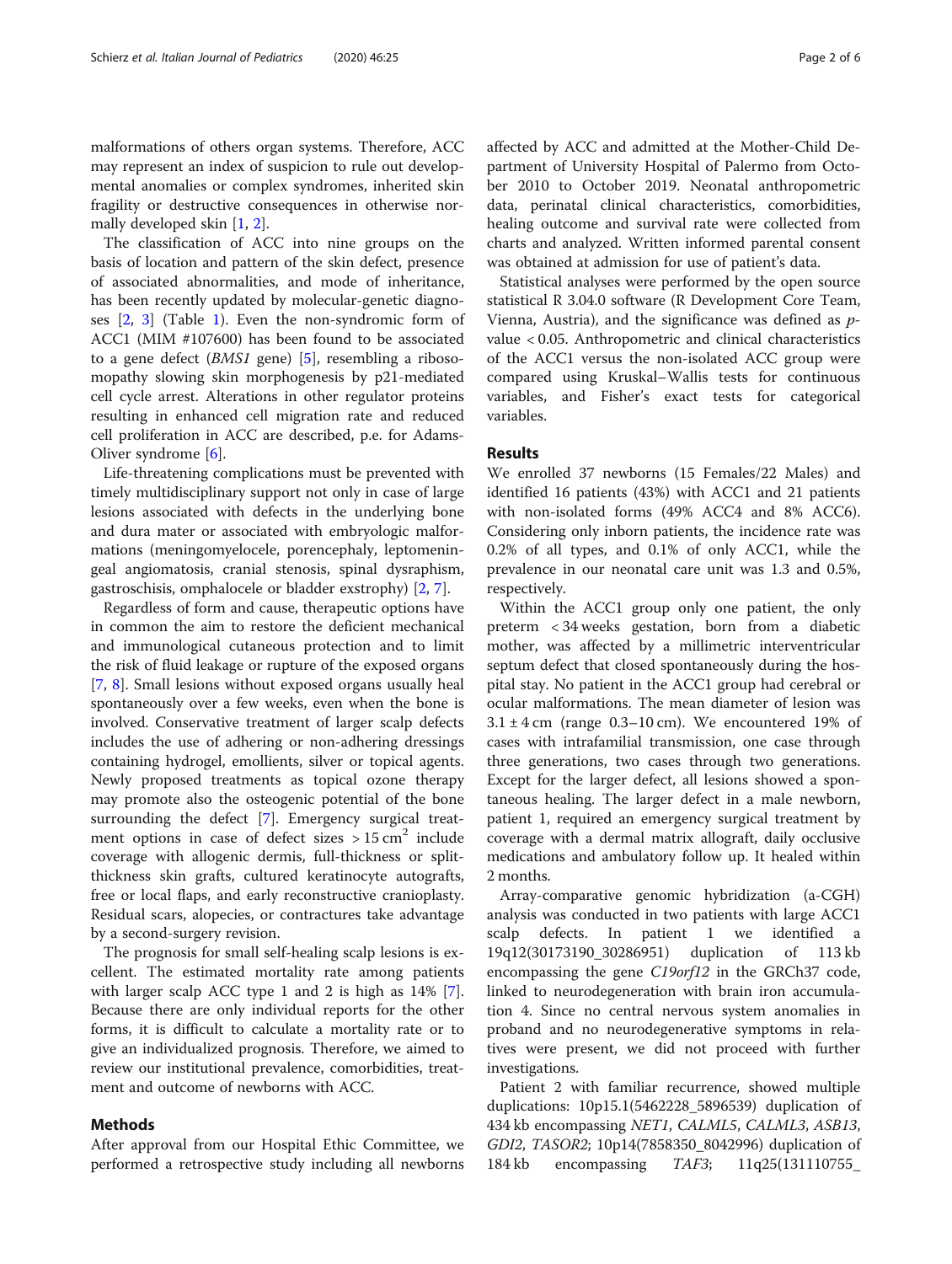malformations of others organ systems. Therefore, ACC may represent an index of suspicion to rule out developmental anomalies or complex syndromes, inherited skin fragility or destructive consequences in otherwise normally developed skin [1, 2].

The classification of ACC into nine groups on the basis of location and pattern of the skin defect, presence of associated abnormalities, and mode of inheritance, has been recently updated by molecular-genetic diagnoses [2, 3] (Table 1). Even the non-syndromic form of ACC1 (MIM #107600) has been found to be associated to a gene defect (*BMS1* gene) [5], resembling a ribosomopathy slowing skin morphogenesis by p21-mediated cell cycle arrest. Alterations in other regulator proteins resulting in enhanced cell migration rate and reduced cell proliferation in ACC are described, p.e. for Adams-Oliver syndrome [6].

Life-threatening complications must be prevented with timely multidisciplinary support not only in case of large lesions associated with defects in the underlying bone and dura mater or associated with embryologic malformations (meningomyelocele, porencephaly, leptomeningeal angiomatosis, cranial stenosis, spinal dysraphism, gastroschisis, omphalocele or bladder exstrophy) [2, 7].

Regardless of form and cause, therapeutic options have in common the aim to restore the deficient mechanical and immunological cutaneous protection and to limit the risk of fluid leakage or rupture of the exposed organs [7, 8]. Small lesions without exposed organs usually heal spontaneously over a few weeks, even when the bone is involved. Conservative treatment of larger scalp defects includes the use of adhering or non-adhering dressings containing hydrogel, emollients, silver or topical agents. Newly proposed treatments as topical ozone therapy may promote also the osteogenic potential of the bone surrounding the defect [7]. Emergency surgical treatment options in case of defect sizes > 15 $cm^2$ include coverage with allogenic dermis, full-thickness or split-thickness skin grafts, cultured keratinocyte autografts, free or local flaps, and early reconstructive cranioplasty. Residual scars, alopecies, or contractures take advantage by a second-surgery revision.

The prognosis for small self-healing scalp lesions is excellent. The estimated mortality rate among patients with larger scalp ACC type 1 and 2 is high as 14% [7]. Because there are only individual reports for the other forms, it is difficult to calculate a mortality rate or to give an individualized prognosis. Therefore, we aimed to review our institutional prevalence, comorbidities, treatment and outcome of newborns with ACC.

## Methods

After approval from our Hospital Ethic Committee, we performed a retrospective study including all newborns affected by ACC and admitted at the Mother-Child Department of University Hospital of Palermo from October 2010 to October 2019. Neonatal anthropometric data, perinatal clinical characteristics, comorbidities, healing outcome and survival rate were collected from charts and analyzed. Written informed parental consent was obtained at admission for use of patient's data.

Statistical analyses were performed by the open source statistical R 3.04.0 software (R Development Core Team, Vienna, Austria), and the significance was defined as *p*-value < 0.05. Anthropometric and clinical characteristics of the ACC1 versus the non-isolated ACC group were compared using Kruskal–Wallis tests for continuous variables, and Fisher's exact tests for categorical variables.

## Results

We enrolled 37 newborns (15 Females/22 Males) and identified 16 patients (43%) with ACC1 and 21 patients with non-isolated forms (49% ACC4 and 8% ACC6). Considering only inborn patients, the incidence rate was 0.2% of all types, and 0.1% of only ACC1, while the prevalence in our neonatal care unit was 1.3 and 0.5%, respectively.

Within the ACC1 group only one patient, the only preterm < 34 weeks gestation, born from a diabetic mother, was affected by a millimetric interventricular septum defect that closed spontaneously during the hospital stay. No patient in the ACC1 group had cerebral or ocular malformations. The mean diameter of lesion was 3.1 ± 4 cm (range 0.3–10 cm). We encountered 19% of cases with intrafamilial transmission, one case through three generations, two cases through two generations. Except for the larger defect, all lesions showed a spontaneous healing. The larger defect in a male newborn, patient 1, required an emergency surgical treatment by coverage with a dermal matrix allograft, daily occlusive medications and ambulatory follow up. It healed within 2 months.

Array-comparative genomic hybridization (a-CGH) analysis was conducted in two patients with large ACC1 scalp defects. In patient 1 we identified a 19q12(30173190_30286951) duplication of 113 kb encompassing the gene *C19orf12* in the GRCh37 code, linked to neurodegeneration with brain iron accumulation 4. Since no central nervous system anomalies in proband and no neurodegenerative symptoms in relatives were present, we did not proceed with further investigations.

Patient 2 with familiar recurrence, showed multiple duplications: 10p15.1(5462228_5896539) duplication of 434 kb encompassing *NET1*, *CALML5*, *CALML3*, *ASB13*, *GDI2*, *TASOR2*; 10p14(7858350_8042996) duplication of 184 kb encompassing *TAF3*; 11q25(131110755_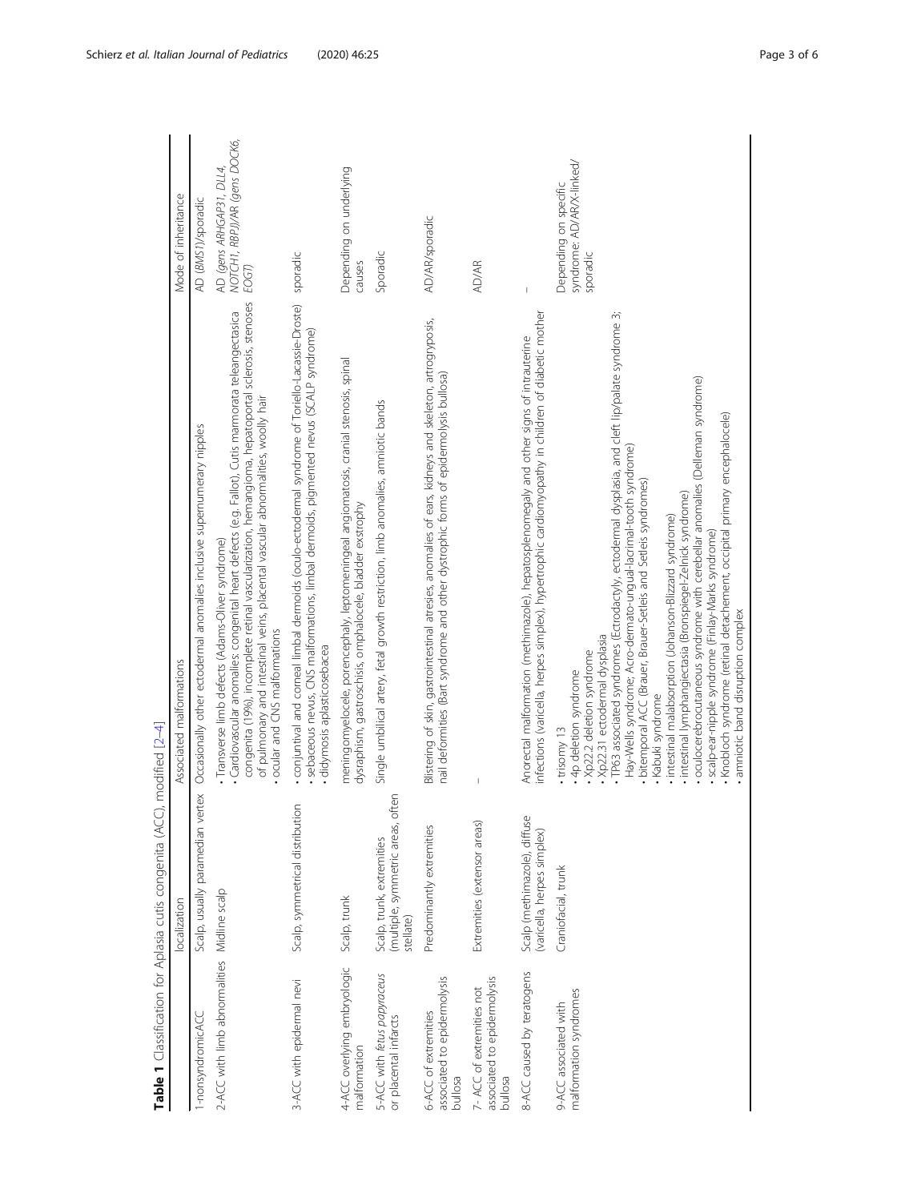**Table 1** Classification for Aplasia cutis congenita (ACC), modified [2–4]

| | localization | Associated malformations | Mode of inheritance |
|---|---|---|---|
| 1-nonsyndromicACC | Scalp, usually paramedian vertex | Occasionally other ectodermal anomalies inclusive supernumerary nipples | AD (*BMS1*)/sporadic |
| 2-ACC with limb abnormalities | Midline scalp | • Transverse limb defects (Adams-Oliver syndrome)<br>• Cardiovascular anomalies: congenital heart defects (e.g. Fallot), Cutis marmorata teleangectasica congenita (19%), incomplete retinal vascularization, hemangioma, hepatoportal sclerosis, stenoses of pulmonary and intestinal veins, placental vascular abnormalities, woolly hair<br>• ocular and CNS malformations | AD (*gens ARHGAP31, DLL4, NOTCH1, RBPJ*)/AR (*gens DOCK6, EOGT*) |
| 3-ACC with epidermal nevi | Scalp, symmetrical distribution | • conjuntival and corneal limbal dermoids (oculo-ectodermal syndrome of Toriello-Lacassie-Droste)<br>• sebaceous nevus, CNS malformations, limbal dermoids, pigmented nevus (SCALP syndrome)<br>• didymosis aplasticosebacea | sporadic |
| 4-ACC overlying embryologic malformation | Scalp, trunk | meningomyelocele, porencephaly, leptomeningeal angiomatosis, cranial stenosis, spinal dysraphism, gastroschisis, omphalocele, bladder exstrophy | Depending on underlying causes |
| 5-ACC with *fetus papyraceus* or placental infarcts | Scalp, trunk, extremities (multiple, symmetric areas, often stellate) | Single umbilical artery, fetal growth restriction, limb anomalies, amniotic bands | Sporadic |
| 6-ACC of extremities associated to epidermolysis bullosa | Predominantly extremities | Blistering of skin, gastrointestinal atresies, anomalies of ears, kidneys and skeleton, artrogryposis, nail deformities (Bart syndrome and other dystrophic forms of epidermolysis bullosa) | AD/AR/sporadic |
| 7- ACC of extremities not associated to epidermolysis bullosa | Extremities (extensor areas) | – | AD/AR |
| 8-ACC caused by teratogens | Scalp (methimazole), diffuse (varicella, herpes simplex) | Anorectal malformation (methimazole), hepatosplenomegaly and other signs of intrauterine infections (varicella, herpes simplex), hypertrophic cardiomyopathy in children of diabetic mother | – |
| 9-ACC associated with malformation syndromes | Craniofacial, trunk | • trisomy 13<br>• 4p deletion syndrome<br>• Xp22.2 deletion syndrome<br>• Xp22.31 ectodermal dysplasia<br>• TP63 associated syndromes (Ectrodactyly, ectodermal dysplasia, and cleft lip/palate syndrome 3; Hay-Wells syndrome; Acro-dermato-ungual-lacrimal-tooth syndrome)<br>• bitemporal ACC (Brauer, Brauer-Setleis and Setleis syndromes)<br>• Kabuki syndrome<br>• intestinal malabsorption (Johanson-Blizzard syndrome)<br>• intestinal lymphangiectasia (Bronspiegel-Zelnick syndrome)<br>• oculocerebrocutaneous syndrome with cerebellar anomalies (Delleman syndrome)<br>• scalp-ear-nipple syndrome (Finlay-Marks syndrome)<br>• Knobloch syndrome (retinal detachement, occipital primary encephalocele)<br>• amniotic band disruption complex | Depending on specific syndrome: AD/AR/X-linked/sporadic |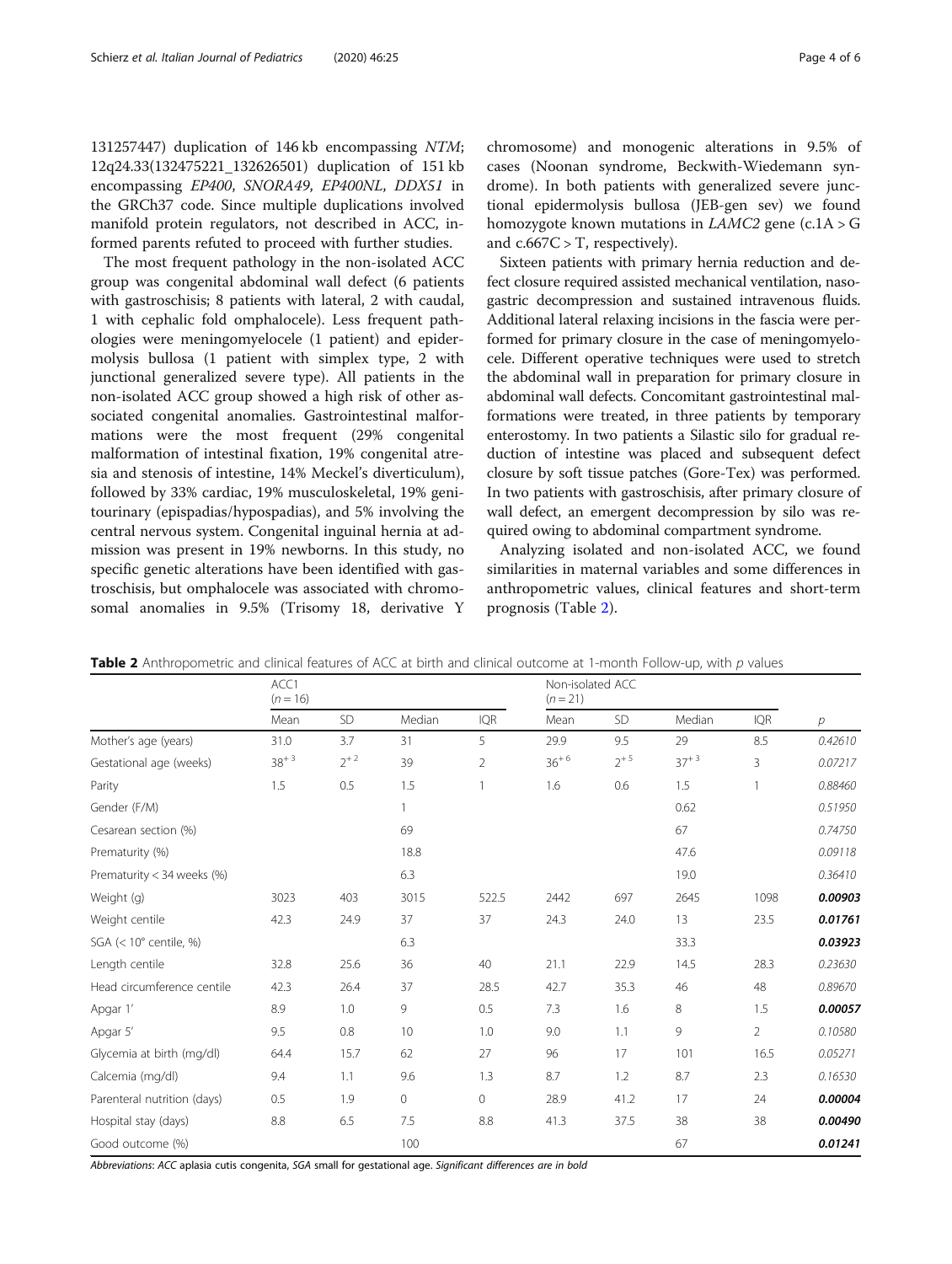131257447) duplication of 146 kb encompassing *NTM*; 12q24.33(132475221_132626501) duplication of 151 kb encompassing *EP400*, *SNORA49*, *EP400NL*, *DDX51* in the GRCh37 code. Since multiple duplications involved manifold protein regulators, not described in ACC, informed parents refuted to proceed with further studies.

The most frequent pathology in the non-isolated ACC group was congenital abdominal wall defect (6 patients with gastroschisis; 8 patients with lateral, 2 with caudal, 1 with cephalic fold omphalocele). Less frequent pathologies were meningomyelocele (1 patient) and epidermolysis bullosa (1 patient with simplex type, 2 with junctional generalized severe type). All patients in the non-isolated ACC group showed a high risk of other associated congenital anomalies. Gastrointestinal malformations were the most frequent (29% congenital malformation of intestinal fixation, 19% congenital atresia and stenosis of intestine, 14% Meckel's diverticulum), followed by 33% cardiac, 19% musculoskeletal, 19% genitourinary (epispadias/hypospadias), and 5% involving the central nervous system. Congenital inguinal hernia at admission was present in 19% newborns. In this study, no specific genetic alterations have been identified with gastroschisis, but omphalocele was associated with chromosomal anomalies in 9.5% (Trisomy 18, derivative Y chromosome) and monogenic alterations in 9.5% of cases (Noonan syndrome, Beckwith-Wiedemann syndrome). In both patients with generalized severe junctional epidermolysis bullosa (JEB-gen sev) we found homozygote known mutations in *LAMC2* gene (c.1A > G and c.667C > T, respectively).

Sixteen patients with primary hernia reduction and defect closure required assisted mechanical ventilation, nasogastric decompression and sustained intravenous fluids. Additional lateral relaxing incisions in the fascia were performed for primary closure in the case of meningomyelocele. Different operative techniques were used to stretch the abdominal wall in preparation for primary closure in abdominal wall defects. Concomitant gastrointestinal malformations were treated, in three patients by temporary enterostomy. In two patients a Silastic silo for gradual reduction of intestine was placed and subsequent defect closure by soft tissue patches (Gore-Tex) was performed. In two patients with gastroschisis, after primary closure of wall defect, an emergent decompression by silo was required owing to abdominal compartment syndrome.

Analyzing isolated and non-isolated ACC, we found similarities in maternal variables and some differences in anthropometric values, clinical features and short-term prognosis (Table 2).

**Table 2** Anthropometric and clinical features of ACC at birth and clinical outcome at 1-month Follow-up, with *p* values

| | ACC1 ($n = 16$) | | | | Non-isolated ACC ($n = 21$) | | | | |
|---|---|---|---|---|---|---|---|---|---|
| | Mean | SD | Median | IQR | Mean | SD | Median | IQR | *p* |
| Mother's age (years) | 31.0 | 3.7 | 31 | 5 | 29.9 | 9.5 | 29 | 8.5 | *0.42610* |
| Gestational age (weeks) | $38^{+3}$ | $2^{+2}$ | 39 | 2 | $36^{+6}$ | $2^{+5}$ | $37^{+3}$ | 3 | *0.07217* |
| Parity | 1.5 | 0.5 | 1.5 | 1 | 1.6 | 0.6 | 1.5 | 1 | *0.88460* |
| Gender (F/M) | | | 1 | | | | 0.62 | | *0.51950* |
| Cesarean section (%) | | | 69 | | | | 67 | | *0.74750* |
| Prematurity (%) | | | 18.8 | | | | 47.6 | | *0.09118* |
| Prematurity < 34 weeks (%) | | | 6.3 | | | | 19.0 | | *0.36410* |
| Weight (g) | 3023 | 403 | 3015 | 522.5 | 2442 | 697 | 2645 | 1098 | ***0.00903*** |
| Weight centile | 42.3 | 24.9 | 37 | 37 | 24.3 | 24.0 | 13 | 23.5 | ***0.01761*** |
| SGA (< 10° centile, %) | | | 6.3 | | | | 33.3 | | ***0.03923*** |
| Length centile | 32.8 | 25.6 | 36 | 40 | 21.1 | 22.9 | 14.5 | 28.3 | *0.23630* |
| Head circumference centile | 42.3 | 26.4 | 37 | 28.5 | 42.7 | 35.3 | 46 | 48 | *0.89670* |
| Apgar 1' | 8.9 | 1.0 | 9 | 0.5 | 7.3 | 1.6 | 8 | 1.5 | ***0.00057*** |
| Apgar 5' | 9.5 | 0.8 | 10 | 1.0 | 9.0 | 1.1 | 9 | 2 | *0.10580* |
| Glycemia at birth (mg/dl) | 64.4 | 15.7 | 62 | 27 | 96 | 17 | 101 | 16.5 | *0.05271* |
| Calcemia (mg/dl) | 9.4 | 1.1 | 9.6 | 1.3 | 8.7 | 1.2 | 8.7 | 2.3 | *0.16530* |
| Parenteral nutrition (days) | 0.5 | 1.9 | 0 | 0 | 28.9 | 41.2 | 17 | 24 | ***0.00004*** |
| Hospital stay (days) | 8.8 | 6.5 | 7.5 | 8.8 | 41.3 | 37.5 | 38 | 38 | ***0.00490*** |
| Good outcome (%) | | | 100 | | | | 67 | | ***0.01241*** |

*Abbreviations*: *ACC* aplasia cutis congenita, *SGA* small for gestational age. *Significant differences are in bold*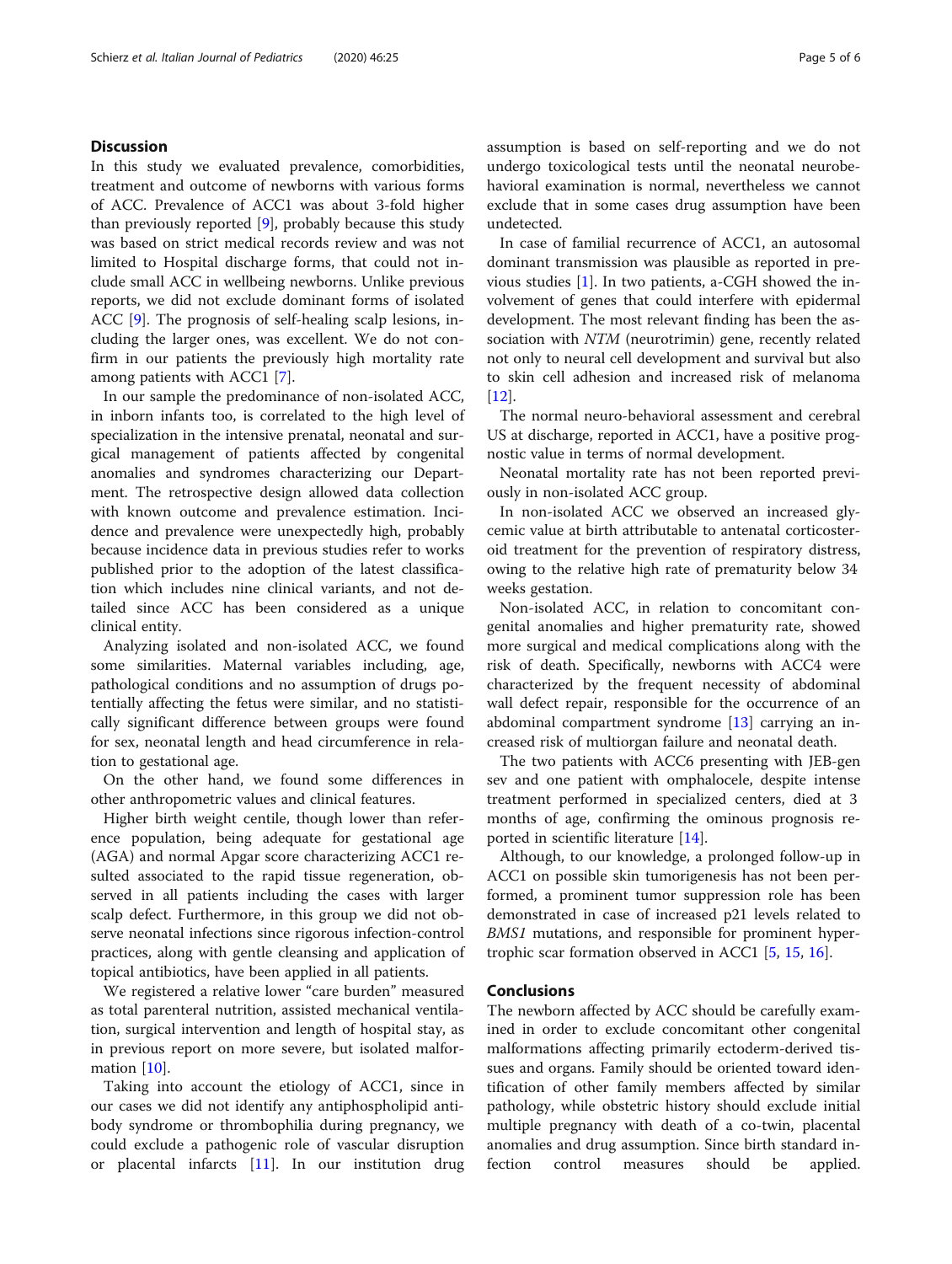## Discussion

In this study we evaluated prevalence, comorbidities, treatment and outcome of newborns with various forms of ACC. Prevalence of ACC1 was about 3-fold higher than previously reported [9], probably because this study was based on strict medical records review and was not limited to Hospital discharge forms, that could not include small ACC in wellbeing newborns. Unlike previous reports, we did not exclude dominant forms of isolated ACC [9]. The prognosis of self-healing scalp lesions, including the larger ones, was excellent. We do not confirm in our patients the previously high mortality rate among patients with ACC1 [7].

In our sample the predominance of non-isolated ACC, in inborn infants too, is correlated to the high level of specialization in the intensive prenatal, neonatal and surgical management of patients affected by congenital anomalies and syndromes characterizing our Department. The retrospective design allowed data collection with known outcome and prevalence estimation. Incidence and prevalence were unexpectedly high, probably because incidence data in previous studies refer to works published prior to the adoption of the latest classification which includes nine clinical variants, and not detailed since ACC has been considered as a unique clinical entity.

Analyzing isolated and non-isolated ACC, we found some similarities. Maternal variables including, age, pathological conditions and no assumption of drugs potentially affecting the fetus were similar, and no statistically significant difference between groups were found for sex, neonatal length and head circumference in relation to gestational age.

On the other hand, we found some differences in other anthropometric values and clinical features.

Higher birth weight centile, though lower than reference population, being adequate for gestational age (AGA) and normal Apgar score characterizing ACC1 resulted associated to the rapid tissue regeneration, observed in all patients including the cases with larger scalp defect. Furthermore, in this group we did not observe neonatal infections since rigorous infection-control practices, along with gentle cleansing and application of topical antibiotics, have been applied in all patients.

We registered a relative lower "care burden" measured as total parenteral nutrition, assisted mechanical ventilation, surgical intervention and length of hospital stay, as in previous report on more severe, but isolated malformation [10].

Taking into account the etiology of ACC1, since in our cases we did not identify any antiphospholipid antibody syndrome or thrombophilia during pregnancy, we could exclude a pathogenic role of vascular disruption or placental infarcts [11]. In our institution drug assumption is based on self-reporting and we do not undergo toxicological tests until the neonatal neurobehavioral examination is normal, nevertheless we cannot exclude that in some cases drug assumption have been undetected.

In case of familial recurrence of ACC1, an autosomal dominant transmission was plausible as reported in previous studies [1]. In two patients, a-CGH showed the involvement of genes that could interfere with epidermal development. The most relevant finding has been the association with *NTM* (neurotrimin) gene, recently related not only to neural cell development and survival but also to skin cell adhesion and increased risk of melanoma [12].

The normal neuro-behavioral assessment and cerebral US at discharge, reported in ACC1, have a positive prognostic value in terms of normal development.

Neonatal mortality rate has not been reported previously in non-isolated ACC group.

In non-isolated ACC we observed an increased glycemic value at birth attributable to antenatal corticosteroid treatment for the prevention of respiratory distress, owing to the relative high rate of prematurity below 34 weeks gestation.

Non-isolated ACC, in relation to concomitant congenital anomalies and higher prematurity rate, showed more surgical and medical complications along with the risk of death. Specifically, newborns with ACC4 were characterized by the frequent necessity of abdominal wall defect repair, responsible for the occurrence of an abdominal compartment syndrome [13] carrying an increased risk of multiorgan failure and neonatal death.

The two patients with ACC6 presenting with JEB-gen sev and one patient with omphalocele, despite intense treatment performed in specialized centers, died at 3 months of age, confirming the ominous prognosis reported in scientific literature [14].

Although, to our knowledge, a prolonged follow-up in ACC1 on possible skin tumorigenesis has not been performed, a prominent tumor suppression role has been demonstrated in case of increased p21 levels related to *BMS1* mutations, and responsible for prominent hypertrophic scar formation observed in ACC1 [5, 15, 16].

## Conclusions

The newborn affected by ACC should be carefully examined in order to exclude concomitant other congenital malformations affecting primarily ectoderm-derived tissues and organs. Family should be oriented toward identification of other family members affected by similar pathology, while obstetric history should exclude initial multiple pregnancy with death of a co-twin, placental anomalies and drug assumption. Since birth standard infection control measures should be applied.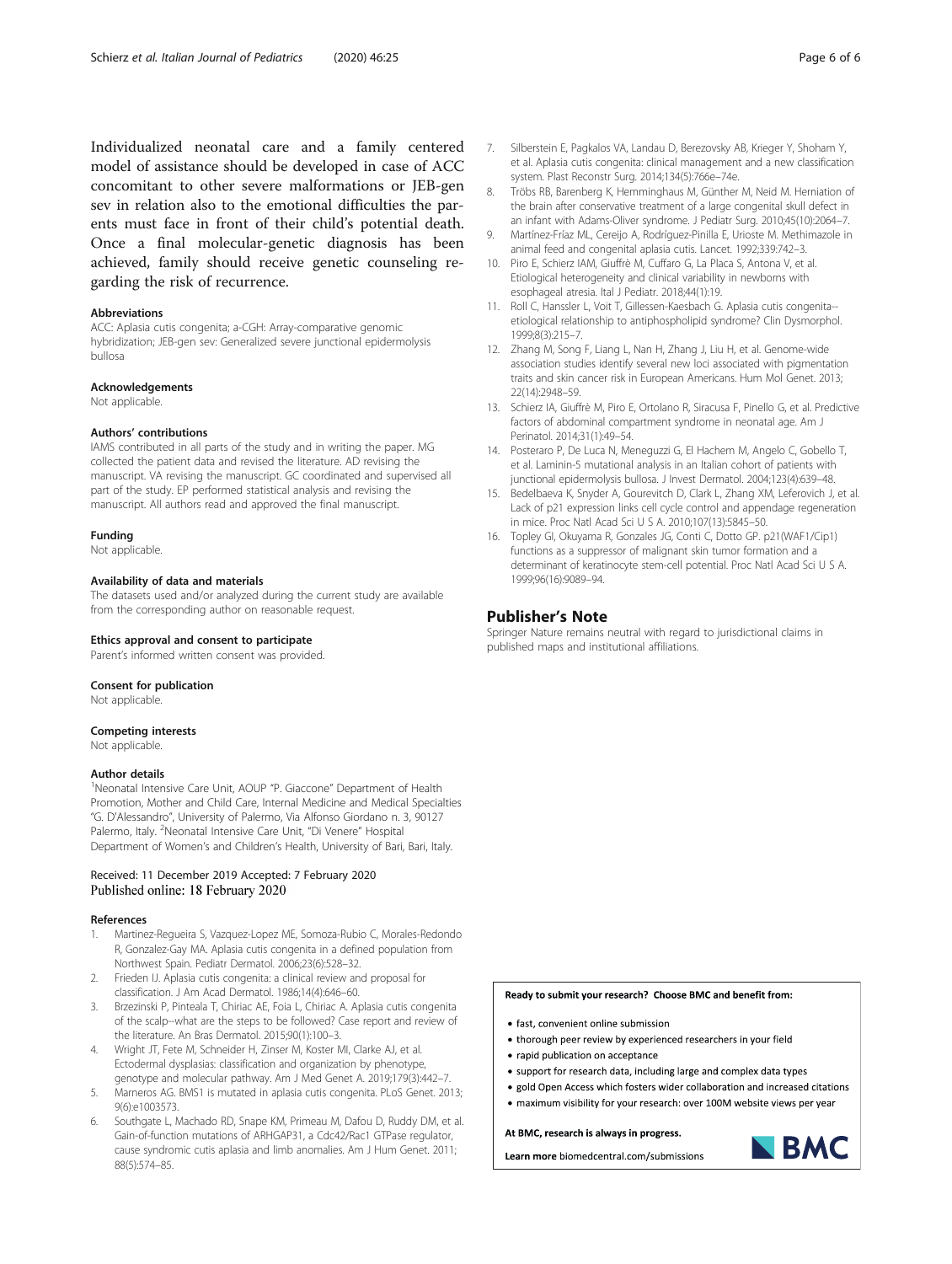Individualized neonatal care and a family centered model of assistance should be developed in case of ACC concomitant to other severe malformations or JEB-gen sev in relation also to the emotional difficulties the parents must face in front of their child's potential death. Once a final molecular-genetic diagnosis has been achieved, family should receive genetic counseling regarding the risk of recurrence.

#### Abbreviations

ACC: Aplasia cutis congenita; a-CGH: Array-comparative genomic hybridization; JEB-gen sev: Generalized severe junctional epidermolysis bullosa

#### Acknowledgements

Not applicable.

#### Authors' contributions

IAMS contributed in all parts of the study and in writing the paper. MG collected the patient data and revised the literature. AD revising the manuscript. VA revising the manuscript. GC coordinated and supervised all part of the study. EP performed statistical analysis and revising the manuscript. All authors read and approved the final manuscript.

#### Funding

Not applicable.

#### Availability of data and materials

The datasets used and/or analyzed during the current study are available from the corresponding author on reasonable request.

#### Ethics approval and consent to participate

Parent's informed written consent was provided.

#### Consent for publication

Not applicable.

#### Competing interests

Not applicable.

#### Author details

[1]Neonatal Intensive Care Unit, AOUP "P. Giaccone" Department of Health Promotion, Mother and Child Care, Internal Medicine and Medical Specialties "G. D'Alessandro", University of Palermo, Via Alfonso Giordano n. 3, 90127 Palermo, Italy. [2]Neonatal Intensive Care Unit, "Di Venere" Hospital Department of Women's and Children's Health, University of Bari, Bari, Italy.

Received: 11 December 2019 Accepted: 7 February 2020
Published online: 18 February 2020

#### References

1. Martinez-Regueira S, Vazquez-Lopez ME, Somoza-Rubio C, Morales-Redondo R, Gonzalez-Gay MA. Aplasia cutis congenita in a defined population from Northwest Spain. Pediatr Dermatol. 2006;23(6):528–32.
2. Frieden IJ. Aplasia cutis congenita: a clinical review and proposal for classification. J Am Acad Dermatol. 1986;14(4):646–60.
3. Brzezinski P, Pinteala T, Chiriac AE, Foia L, Chiriac A. Aplasia cutis congenita of the scalp--what are the steps to be followed? Case report and review of the literature. An Bras Dermatol. 2015;90(1):100–3.
4. Wright JT, Fete M, Schneider H, Zinser M, Koster MI, Clarke AJ, et al. Ectodermal dysplasias: classification and organization by phenotype, genotype and molecular pathway. Am J Med Genet A. 2019;179(3):442–7.
5. Marneros AG. BMS1 is mutated in aplasia cutis congenita. PLoS Genet. 2013; 9(6):e1003573.
6. Southgate L, Machado RD, Snape KM, Primeau M, Dafou D, Ruddy DM, et al. Gain-of-function mutations of ARHGAP31, a Cdc42/Rac1 GTPase regulator, cause syndromic cutis aplasia and limb anomalies. Am J Hum Genet. 2011; 88(5):574–85.
7. Silberstein E, Pagkalos VA, Landau D, Berezovsky AB, Krieger Y, Shoham Y, et al. Aplasia cutis congenita: clinical management and a new classification system. Plast Reconstr Surg. 2014;134(5):766e–74e.
8. Tröbs RB, Barenberg K, Hemminghaus M, Günther M, Neid M. Herniation of the brain after conservative treatment of a large congenital skull defect in an infant with Adams-Oliver syndrome. J Pediatr Surg. 2010;45(10):2064–7.
9. Martínez-Fríaz ML, Cereijo A, Rodríguez-Pinilla E, Urioste M. Methimazole in animal feed and congenital aplasia cutis. Lancet. 1992;339:742–3.
10. Piro E, Schierz IAM, Giuffrè M, Cuffaro G, La Placa S, Antona V, et al. Etiological heterogeneity and clinical variability in newborns with esophageal atresia. Ital J Pediatr. 2018;44(1):19.
11. Roll C, Hanssler L, Voit T, Gillessen-Kaesbach G. Aplasia cutis congenita--etiological relationship to antiphospholipid syndrome? Clin Dysmorphol. 1999;8(3):215–7.
12. Zhang M, Song F, Liang L, Nan H, Zhang J, Liu H, et al. Genome-wide association studies identify several new loci associated with pigmentation traits and skin cancer risk in European Americans. Hum Mol Genet. 2013; 22(14):2948–59.
13. Schierz IA, Giuffrè M, Piro E, Ortolano R, Siracusa F, Pinello G, et al. Predictive factors of abdominal compartment syndrome in neonatal age. Am J Perinatol. 2014;31(1):49–54.
14. Posteraro P, De Luca N, Meneguzzi G, El Hachem M, Angelo C, Gobello T, et al. Laminin-5 mutational analysis in an Italian cohort of patients with junctional epidermolysis bullosa. J Invest Dermatol. 2004;123(4):639–48.
15. Bedelbaeva K, Snyder A, Gourevitch D, Clark L, Zhang XM, Leferovich J, et al. Lack of p21 expression links cell cycle control and appendage regeneration in mice. Proc Natl Acad Sci U S A. 2010;107(13):5845–50.
16. Topley GI, Okuyama R, Gonzales JG, Conti C, Dotto GP. p21(WAF1/Cip1) functions as a suppressor of malignant skin tumor formation and a determinant of keratinocyte stem-cell potential. Proc Natl Acad Sci U S A. 1999;96(16):9089–94.

## Publisher's Note

Springer Nature remains neutral with regard to jurisdictional claims in published maps and institutional affiliations.

**Ready to submit your research? Choose BMC and benefit from:**

- fast, convenient online submission
- thorough peer review by experienced researchers in your field
- rapid publication on acceptance
- support for research data, including large and complex data types
- gold Open Access which fosters wider collaboration and increased citations
- maximum visibility for your research: over 100M website views per year

**At BMC, research is always in progress.**

**Learn more** biomedcentral.com/submissions

BMC